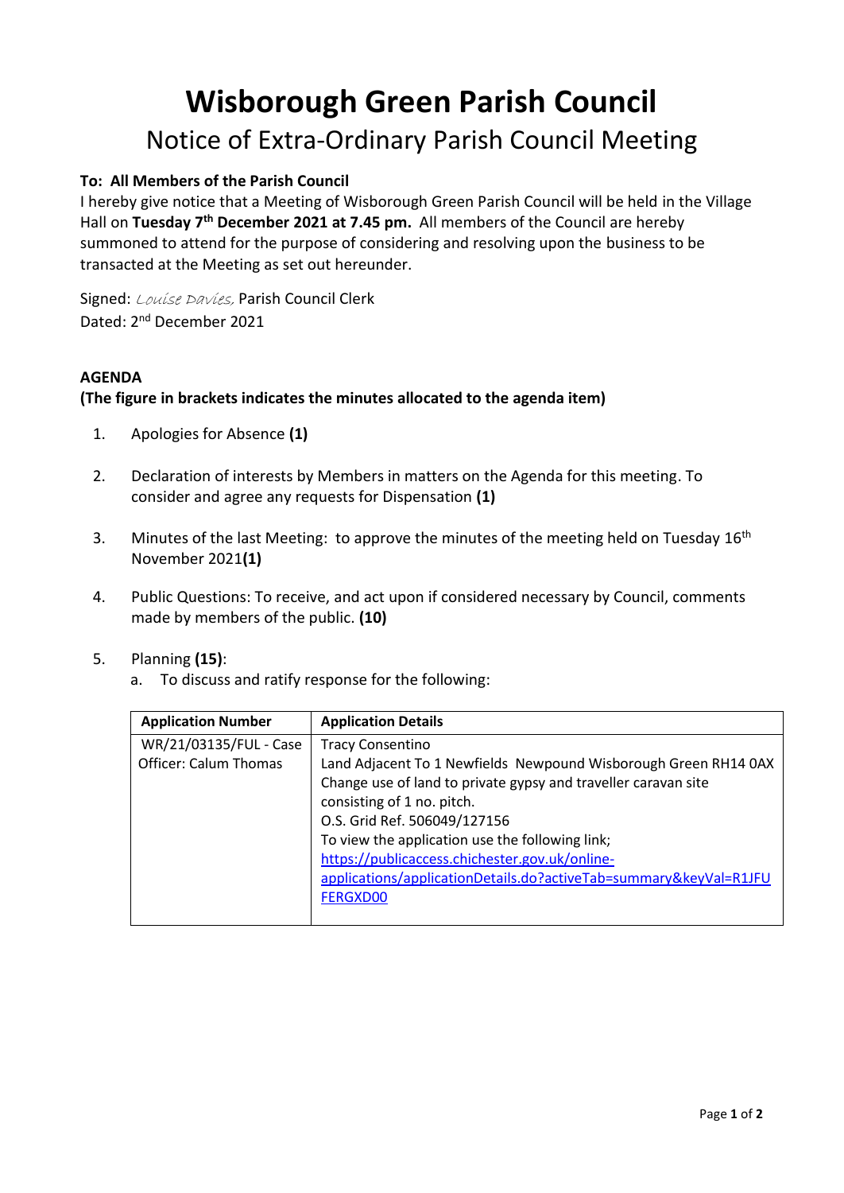# Wisborough Green Parish Council

## Notice of Extra-Ordinary Parish Council Meeting

**To: All Members of the Parish Council**

I hereby give notice that a Meeting of Wisborough Green Parish Council will be held in the Village Hall on **Tuesday 7th December 2021 at 7.45 pm.** All members of the Council are hereby summoned to attend for the purpose of considering and resolving upon the business to be transacted at the Meeting as set out hereunder.

Signed: *Louise Davies,* Parish Council Clerk
Dated: 2nd December 2021

**AGENDA**
**(The figure in brackets indicates the minutes allocated to the agenda item)**

1. Apologies for Absence **(1)**

2. Declaration of interests by Members in matters on the Agenda for this meeting. To consider and agree any requests for Dispensation **(1)**

3. Minutes of the last Meeting: to approve the minutes of the meeting held on Tuesday 16th November 2021**(1)**

4. Public Questions: To receive, and act upon if considered necessary by Council, comments made by members of the public. **(10)**

5. Planning **(15)**:
   a. To discuss and ratify response for the following:

| Application Number | Application Details |
|---|---|
| WR/21/03135/FUL - Case Officer: Calum Thomas | Tracy Consentino<br>Land Adjacent To 1 Newfields Newpound Wisborough Green RH14 0AX<br>Change use of land to private gypsy and traveller caravan site consisting of 1 no. pitch.<br>O.S. Grid Ref. 506049/127156<br>To view the application use the following link;<br>https://publicaccess.chichester.gov.uk/online-applications/applicationDetails.do?activeTab=summary&keyVal=R1JFUFERGXD00 |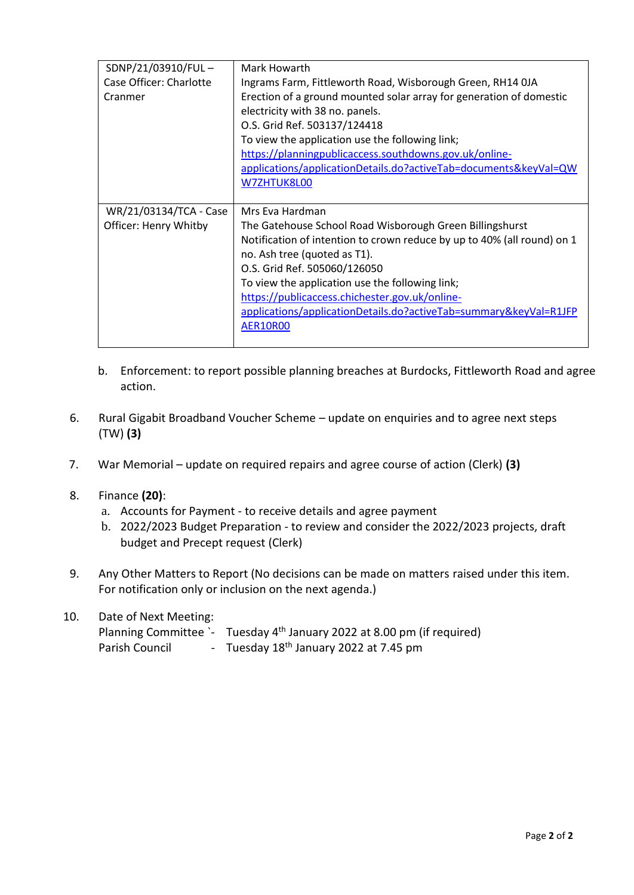| | |
|---|---|
| SDNP/21/03910/FUL – Case Officer: Charlotte Cranmer | Mark Howarth<br>Ingrams Farm, Fittleworth Road, Wisborough Green, RH14 0JA<br>Erection of a ground mounted solar array for generation of domestic electricity with 38 no. panels.<br>O.S. Grid Ref. 503137/124418<br>To view the application use the following link;<br>https://planningpublicaccess.southdowns.gov.uk/online-applications/applicationDetails.do?activeTab=documents&keyVal=QWW7ZHTUK8L00 |
| WR/21/03134/TCA - Case Officer: Henry Whitby | Mrs Eva Hardman<br>The Gatehouse School Road Wisborough Green Billingshurst<br>Notification of intention to crown reduce by up to 40% (all round) on 1 no. Ash tree (quoted as T1).<br>O.S. Grid Ref. 505060/126050<br>To view the application use the following link;<br>https://publicaccess.chichester.gov.uk/online-applications/applicationDetails.do?activeTab=summary&keyVal=R1JFPAER10R00 |

b. Enforcement: to report possible planning breaches at Burdocks, Fittleworth Road and agree action.

6. Rural Gigabit Broadband Voucher Scheme – update on enquiries and to agree next steps (TW) **(3)**

7. War Memorial – update on required repairs and agree course of action (Clerk) **(3)**

8. Finance **(20)**:
   a. Accounts for Payment - to receive details and agree payment
   b. 2022/2023 Budget Preparation - to review and consider the 2022/2023 projects, draft budget and Precept request (Clerk)

9. Any Other Matters to Report (No decisions can be made on matters raised under this item. For notification only or inclusion on the next agenda.)

10. Date of Next Meeting:
    Planning Committee `- Tuesday 4th January 2022 at 8.00 pm (if required)
    Parish Council - Tuesday 18th January 2022 at 7.45 pm